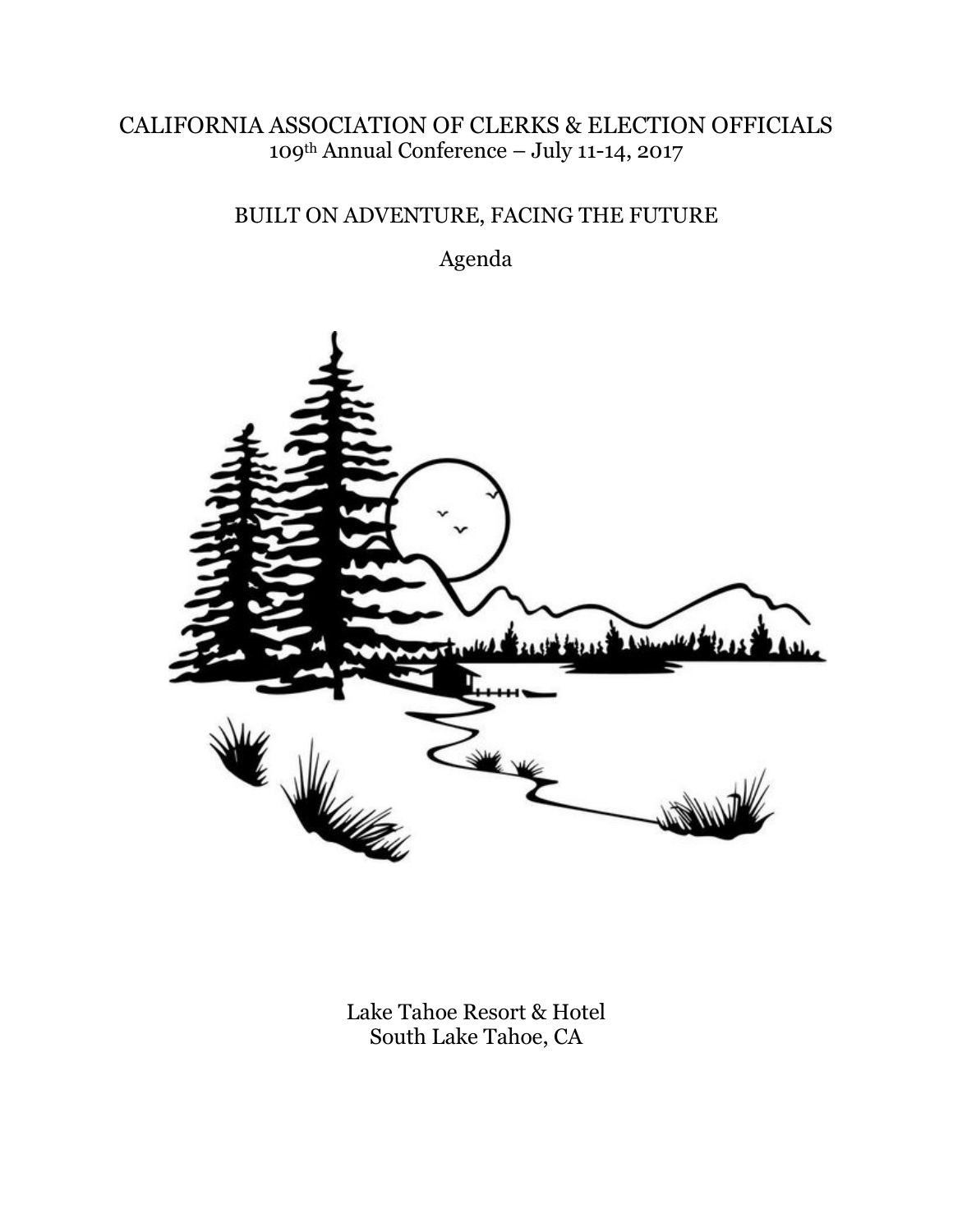# CALIFORNIA ASSOCIATION OF CLERKS & ELECTION OFFICIALS

109th Annual Conference – July 11-14, 2017

## BUILT ON ADVENTURE, FACING THE FUTURE

Agenda

Lake Tahoe Resort & Hotel
South Lake Tahoe, CA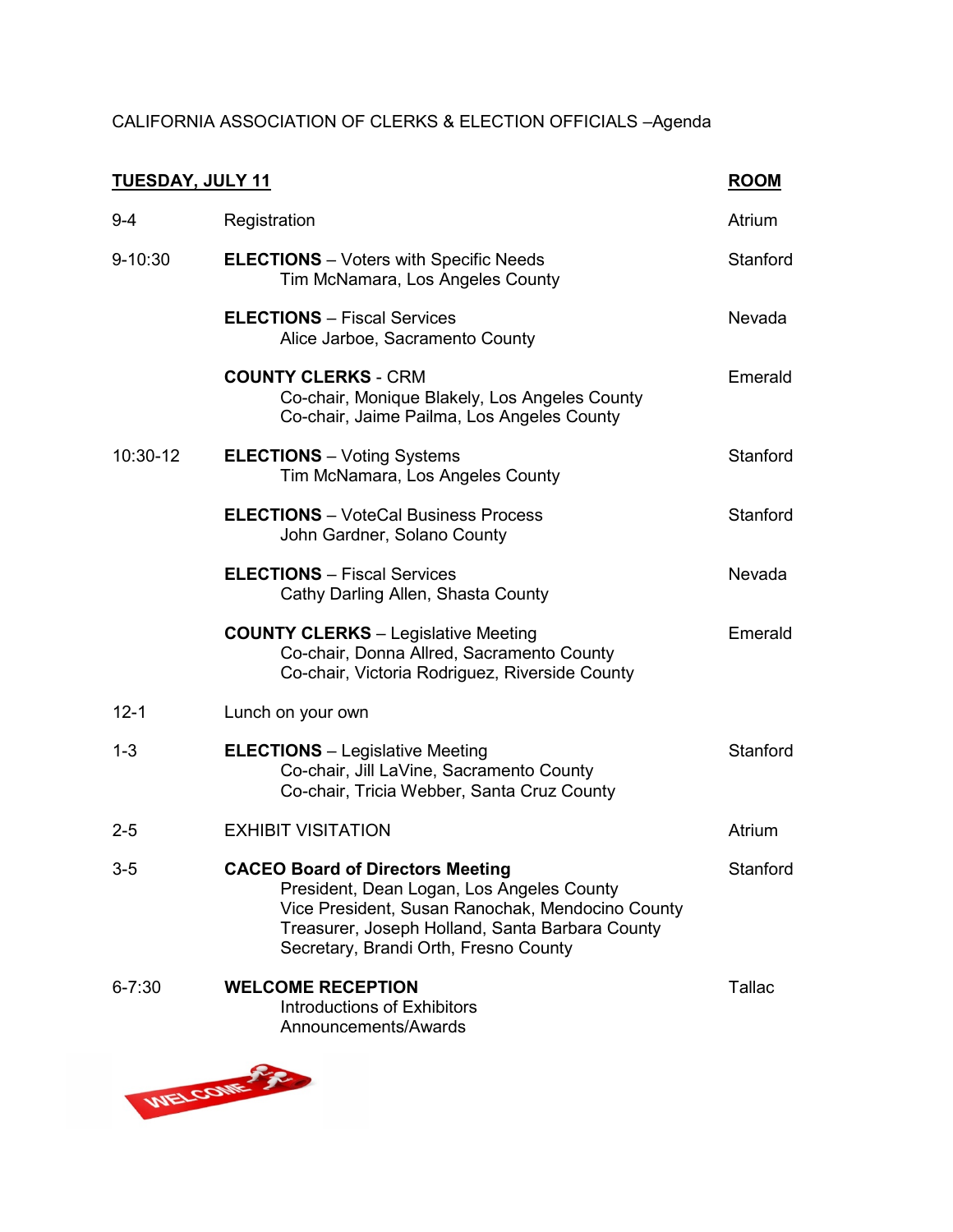CALIFORNIA ASSOCIATION OF CLERKS & ELECTION OFFICIALS –Agenda

| **TUESDAY, JULY 11** | | **ROOM** |
|---|---|---|
| 9-4 | Registration | Atrium |
| 9-10:30 | **ELECTIONS** – Voters with Specific Needs<br>Tim McNamara, Los Angeles County | Stanford |
| | **ELECTIONS** – Fiscal Services<br>Alice Jarboe, Sacramento County | Nevada |
| | **COUNTY CLERKS** - CRM<br>Co-chair, Monique Blakely, Los Angeles County<br>Co-chair, Jaime Pailma, Los Angeles County | Emerald |
| 10:30-12 | **ELECTIONS** – Voting Systems<br>Tim McNamara, Los Angeles County | Stanford |
| | **ELECTIONS** – VoteCal Business Process<br>John Gardner, Solano County | Stanford |
| | **ELECTIONS** – Fiscal Services<br>Cathy Darling Allen, Shasta County | Nevada |
| | **COUNTY CLERKS** – Legislative Meeting<br>Co-chair, Donna Allred, Sacramento County<br>Co-chair, Victoria Rodriguez, Riverside County | Emerald |
| 12-1 | Lunch on your own | |
| 1-3 | **ELECTIONS** – Legislative Meeting<br>Co-chair, Jill LaVine, Sacramento County<br>Co-chair, Tricia Webber, Santa Cruz County | Stanford |
| 2-5 | EXHIBIT VISITATION | Atrium |
| 3-5 | **CACEO Board of Directors Meeting**<br>President, Dean Logan, Los Angeles County<br>Vice President, Susan Ranochak, Mendocino County<br>Treasurer, Joseph Holland, Santa Barbara County<br>Secretary, Brandi Orth, Fresno County | Stanford |
| 6-7:30 | **WELCOME RECEPTION**<br>Introductions of Exhibitors<br>Announcements/Awards | Tallac |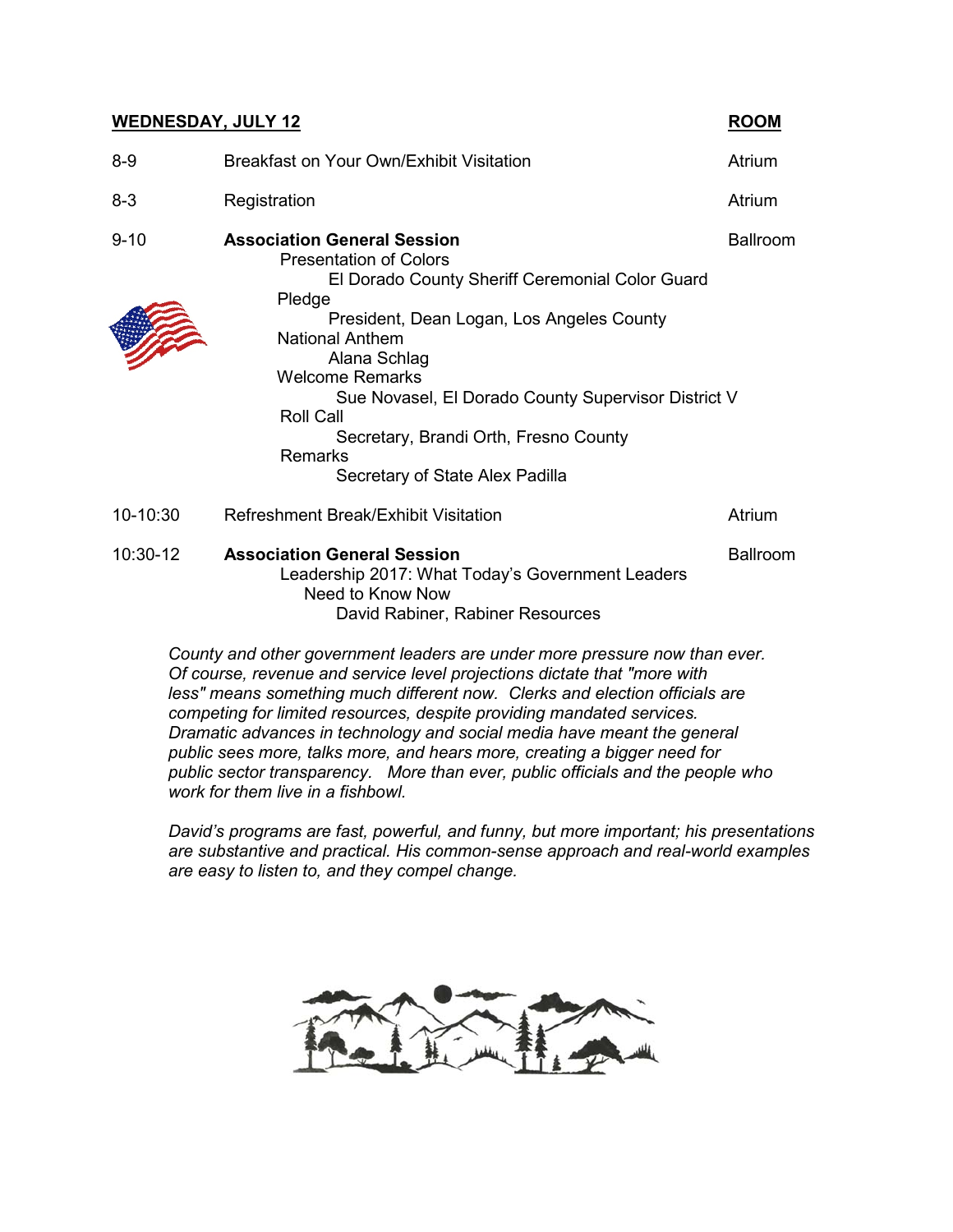| **WEDNESDAY, JULY 12** | | **ROOM** |
|---|---|---|
| 8-9 | Breakfast on Your Own/Exhibit Visitation | Atrium |
| 8-3 | Registration | Atrium |
| 9-10 | **Association General Session**<br>Presentation of Colors<br>El Dorado County Sheriff Ceremonial Color Guard<br>Pledge<br>President, Dean Logan, Los Angeles County<br>National Anthem<br>Alana Schlag<br>Welcome Remarks<br>Sue Novasel, El Dorado County Supervisor District V<br>Roll Call<br>Secretary, Brandi Orth, Fresno County<br>Remarks<br>Secretary of State Alex Padilla | Ballroom |
| 10-10:30 | Refreshment Break/Exhibit Visitation | Atrium |
| 10:30-12 | **Association General Session**<br>Leadership 2017: What Today's Government Leaders Need to Know Now<br>David Rabiner, Rabiner Resources | Ballroom |

*County and other government leaders are under more pressure now than ever. Of course, revenue and service level projections dictate that "more with less" means something much different now. Clerks and election officials are competing for limited resources, despite providing mandated services. Dramatic advances in technology and social media have meant the general public sees more, talks more, and hears more, creating a bigger need for public sector transparency. More than ever, public officials and the people who work for them live in a fishbowl.*

*David's programs are fast, powerful, and funny, but more important; his presentations are substantive and practical. His common-sense approach and real-world examples are easy to listen to, and they compel change.*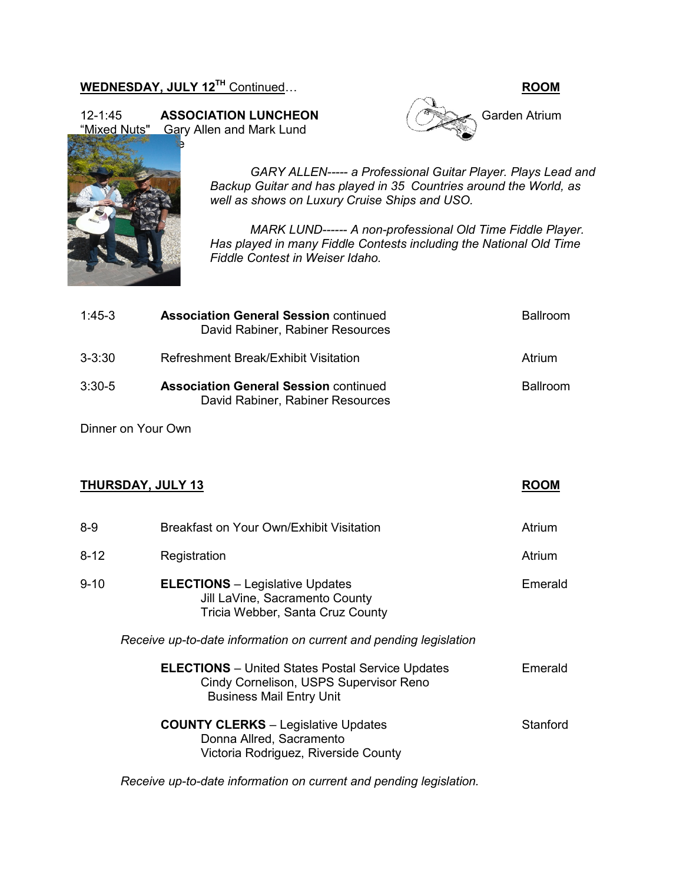**WEDNESDAY, JULY 12TH Continued…** **ROOM**

| Time | Event | Room |
|---|---|---|
| 12-1:45 | **ASSOCIATION LUNCHEON** | Garden Atrium |
| "Mixed Nuts" | Gary Allen and Mark Lund | |

*GARY ALLEN----- a Professional Guitar Player. Plays Lead and Backup Guitar and has played in 35 Countries around the World, as well as shows on Luxury Cruise Ships and USO.*

*MARK LUND------ A non-professional Old Time Fiddle Player. Has played in many Fiddle Contests including the National Old Time Fiddle Contest in Weiser Idaho.*

| Time | Event | Room |
|---|---|---|
| 1:45-3 | **Association General Session** continued<br>David Rabiner, Rabiner Resources | Ballroom |
| 3-3:30 | Refreshment Break/Exhibit Visitation | Atrium |
| 3:30-5 | **Association General Session** continued<br>David Rabiner, Rabiner Resources | Ballroom |

Dinner on Your Own

**THURSDAY, JULY 13** **ROOM**

| Time | Event | Room |
|---|---|---|
| 8-9 | Breakfast on Your Own/Exhibit Visitation | Atrium |
| 8-12 | Registration | Atrium |
| 9-10 | **ELECTIONS** – Legislative Updates<br>Jill LaVine, Sacramento County<br>Tricia Webber, Santa Cruz County | Emerald |

*Receive up-to-date information on current and pending legislation*

| Time | Event | Room |
|---|---|---|
| | **ELECTIONS** – United States Postal Service Updates<br>Cindy Cornelison, USPS Supervisor Reno Business Mail Entry Unit | Emerald |
| | **COUNTY CLERKS** – Legislative Updates<br>Donna Allred, Sacramento<br>Victoria Rodriguez, Riverside County | Stanford |

*Receive up-to-date information on current and pending legislation.*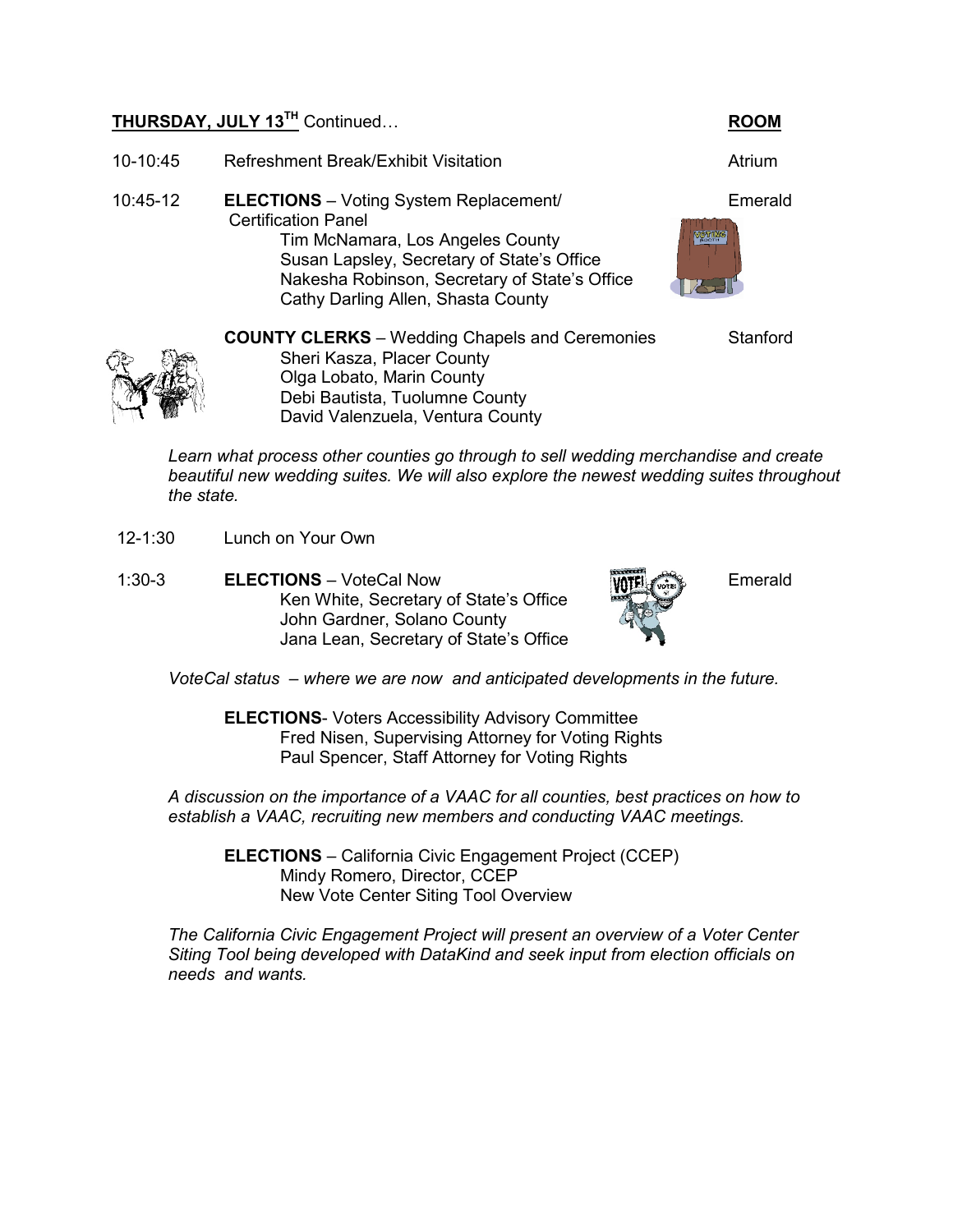**THURSDAY, JULY 13TH** Continued… **ROOM**

| Time | Session | Room |
|---|---|---|
| 10-10:45 | Refreshment Break/Exhibit Visitation | Atrium |
| 10:45-12 | **ELECTIONS** – Voting System Replacement/ Certification Panel | Emerald |

Tim McNamara, Los Angeles County
Susan Lapsley, Secretary of State's Office
Nakesha Robinson, Secretary of State's Office
Cathy Darling Allen, Shasta County

**COUNTY CLERKS** – Wedding Chapels and Ceremonies — Stanford

Sheri Kasza, Placer County
Olga Lobato, Marin County
Debi Bautista, Tuolumne County
David Valenzuela, Ventura County

*Learn what process other counties go through to sell wedding merchandise and create beautiful new wedding suites. We will also explore the newest wedding suites throughout the state.*

12-1:30 Lunch on Your Own

1:30-3 **ELECTIONS** – VoteCal Now — Emerald

Ken White, Secretary of State's Office
John Gardner, Solano County
Jana Lean, Secretary of State's Office

*VoteCal status – where we are now and anticipated developments in the future.*

**ELECTIONS**- Voters Accessibility Advisory Committee

Fred Nisen, Supervising Attorney for Voting Rights
Paul Spencer, Staff Attorney for Voting Rights

*A discussion on the importance of a VAAC for all counties, best practices on how to establish a VAAC, recruiting new members and conducting VAAC meetings.*

**ELECTIONS** – California Civic Engagement Project (CCEP)

Mindy Romero, Director, CCEP
New Vote Center Siting Tool Overview

*The California Civic Engagement Project will present an overview of a Voter Center Siting Tool being developed with DataKind and seek input from election officials on needs and wants.*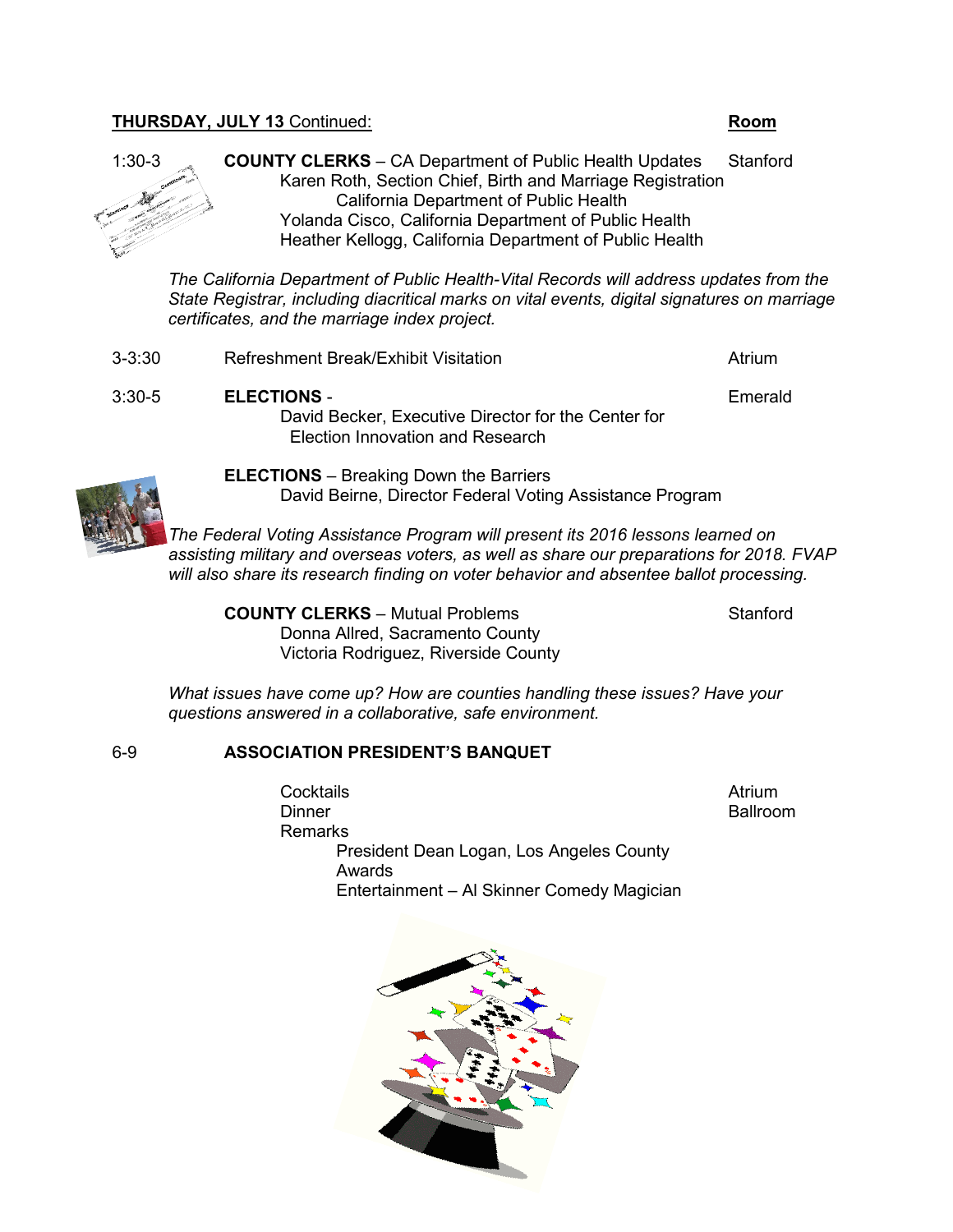**THURSDAY, JULY 13** Continued: **Room**

| | | |
|---|---|---|
| 1:30-3 | **COUNTY CLERKS** – CA Department of Public Health Updates<br>Karen Roth, Section Chief, Birth and Marriage Registration<br>California Department of Public Health<br>Yolanda Cisco, California Department of Public Health<br>Heather Kellogg, California Department of Public Health | Stanford |

*The California Department of Public Health-Vital Records will address updates from the State Registrar, including diacritical marks on vital events, digital signatures on marriage certificates, and the marriage index project.*

| | | |
|---|---|---|
| 3-3:30 | Refreshment Break/Exhibit Visitation | Atrium |
| 3:30-5 | **ELECTIONS** -<br>David Becker, Executive Director for the Center for Election Innovation and Research | Emerald |
| | **ELECTIONS** – Breaking Down the Barriers<br>David Beirne, Director Federal Voting Assistance Program | |

*The Federal Voting Assistance Program will present its 2016 lessons learned on assisting military and overseas voters, as well as share our preparations for 2018. FVAP will also share its research finding on voter behavior and absentee ballot processing.*

| | | |
|---|---|---|
| | **COUNTY CLERKS** – Mutual Problems<br>Donna Allred, Sacramento County<br>Victoria Rodriguez, Riverside County | Stanford |

*What issues have come up? How are counties handling these issues? Have your questions answered in a collaborative, safe environment.*

6-9 **ASSOCIATION PRESIDENT'S BANQUET**

| | |
|---|---|
| Cocktails | Atrium |
| Dinner | Ballroom |

Remarks
- President Dean Logan, Los Angeles County
- Awards
- Entertainment – Al Skinner Comedy Magician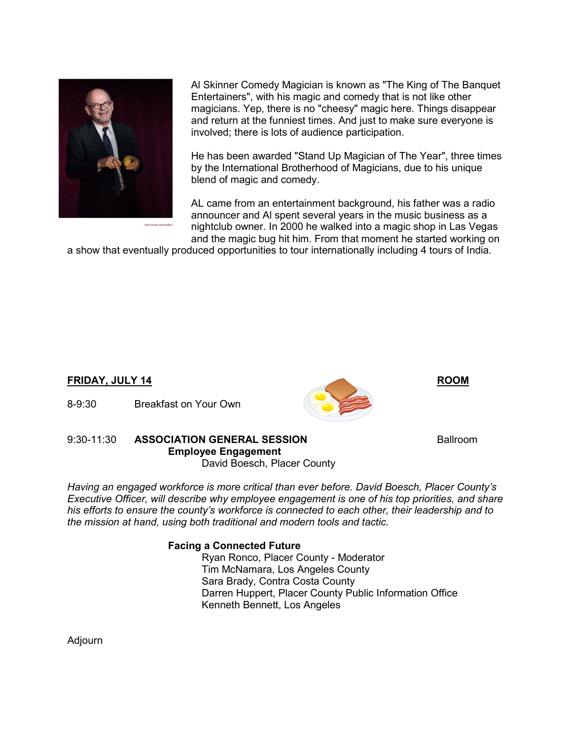Al Skinner Comedy Magician is known as "The King of The Banquet Entertainers", with his magic and comedy that is not like other magicians. Yep, there is no "cheesy" magic here. Things disappear and return at the funniest times. And just to make sure everyone is involved; there is lots of audience participation.

He has been awarded "Stand Up Magician of The Year", three times by the International Brotherhood of Magicians, due to his unique blend of magic and comedy.

AL came from an entertainment background, his father was a radio announcer and Al spent several years in the music business as a nightclub owner. In 2000 he walked into a magic shop in Las Vegas and the magic bug hit him. From that moment he started working on a show that eventually produced opportunities to tour internationally including 4 tours of India.

| **FRIDAY, JULY 14** | | **ROOM** |
|---|---|---|
| 8-9:30 | Breakfast on Your Own | |
| 9:30-11:30 | **ASSOCIATION GENERAL SESSION** | Ballroom |

**Employee Engagement**
David Boesch, Placer County

*Having an engaged workforce is more critical than ever before. David Boesch, Placer County's Executive Officer, will describe why employee engagement is one of his top priorities, and share his efforts to ensure the county's workforce is connected to each other, their leadership and to the mission at hand, using both traditional and modern tools and tactic.*

**Facing a Connected Future**
Ryan Ronco, Placer County - Moderator
Tim McNamara, Los Angeles County
Sara Brady, Contra Costa County
Darren Huppert, Placer County Public Information Office
Kenneth Bennett, Los Angeles

Adjourn